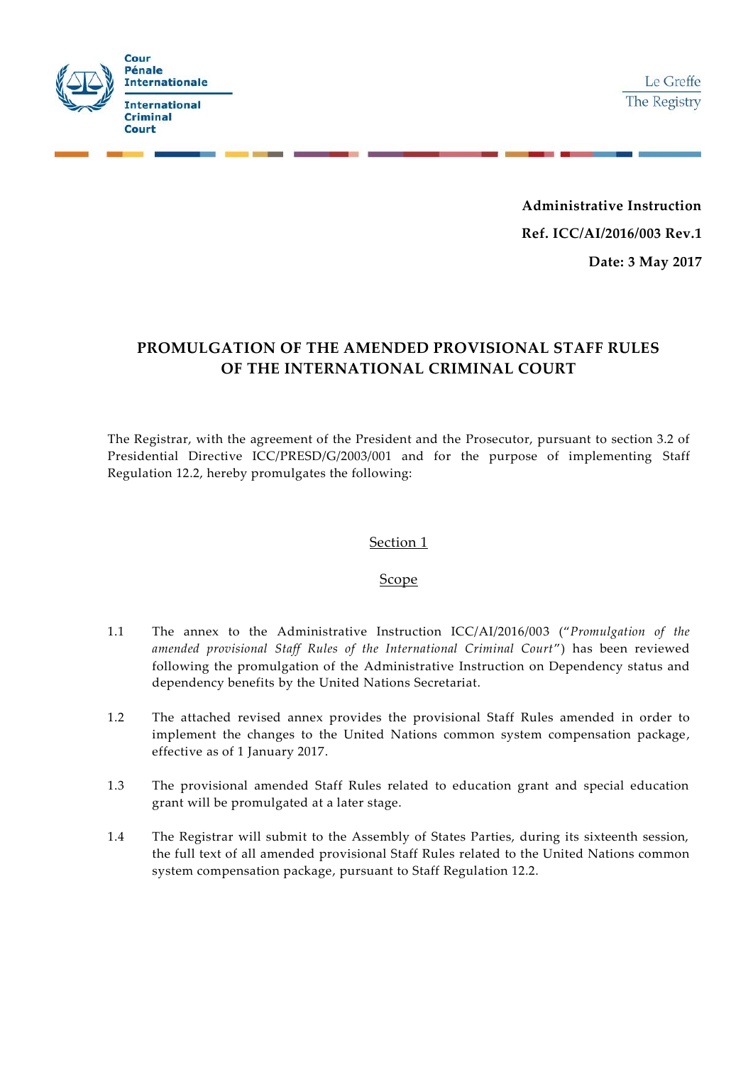Cour Pénale Internationale

International Criminal Court

Le Greffe
The Registry

**Administrative Instruction**

**Ref. ICC/AI/2016/003 Rev.1**

**Date: 3 May 2017**

# PROMULGATION OF THE AMENDED PROVISIONAL STAFF RULES OF THE INTERNATIONAL CRIMINAL COURT

The Registrar, with the agreement of the President and the Prosecutor, pursuant to section 3.2 of Presidential Directive ICC/PRESD/G/2003/001 and for the purpose of implementing Staff Regulation 12.2, hereby promulgates the following:

## Section 1

## Scope

1.1 The annex to the Administrative Instruction ICC/AI/2016/003 ("*Promulgation of the amended provisional Staff Rules of the International Criminal Court*") has been reviewed following the promulgation of the Administrative Instruction on Dependency status and dependency benefits by the United Nations Secretariat.

1.2 The attached revised annex provides the provisional Staff Rules amended in order to implement the changes to the United Nations common system compensation package, effective as of 1 January 2017.

1.3 The provisional amended Staff Rules related to education grant and special education grant will be promulgated at a later stage.

1.4 The Registrar will submit to the Assembly of States Parties, during its sixteenth session, the full text of all amended provisional Staff Rules related to the United Nations common system compensation package, pursuant to Staff Regulation 12.2.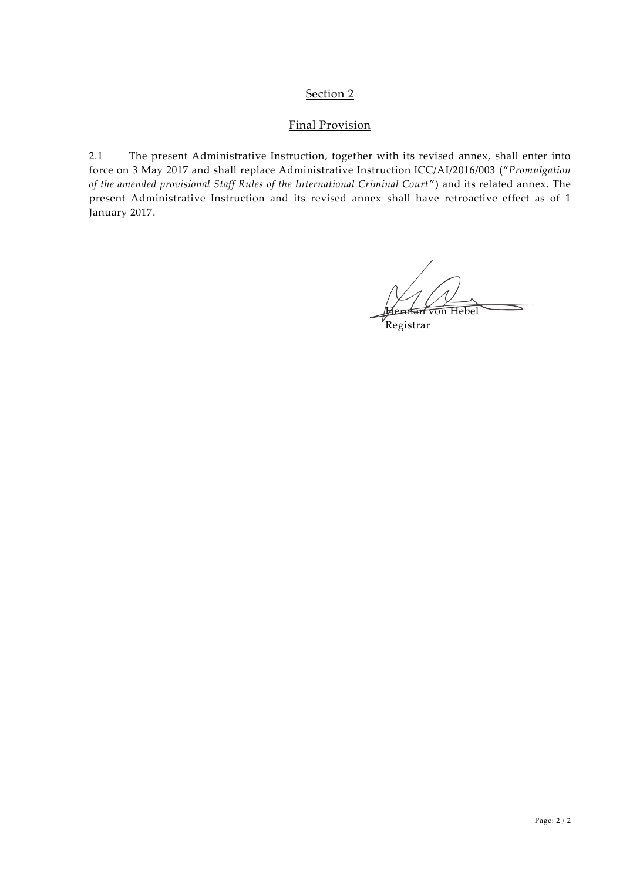## Section 2

## Final Provision

2.1 The present Administrative Instruction, together with its revised annex, shall enter into force on 3 May 2017 and shall replace Administrative Instruction ICC/AI/2016/003 ("*Promulgation of the amended provisional Staff Rules of the International Criminal Court*") and its related annex. The present Administrative Instruction and its revised annex shall have retroactive effect as of 1 January 2017.

Herman von Hebel
Registrar